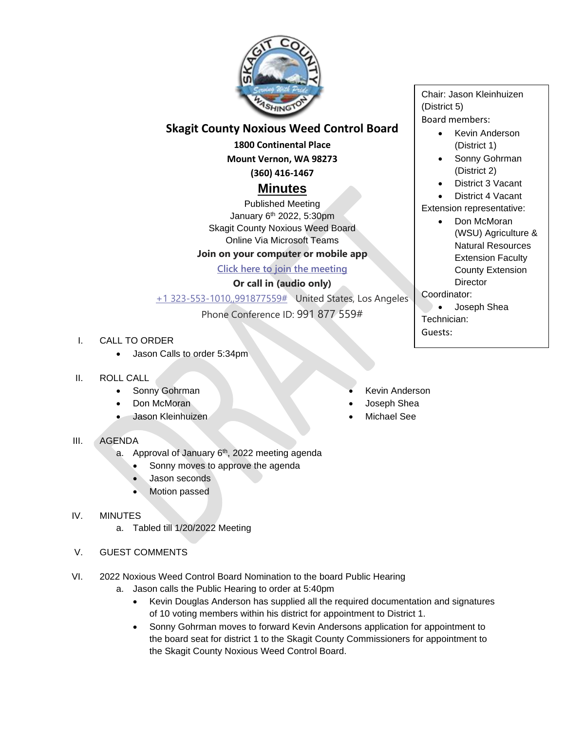# Skagit County Noxious Weed Control Board

**1800 Continental Place**

**Mount Vernon, WA 98273**

**(360) 416-1467**

## Minutes

Published Meeting
January 6th 2022, 5:30pm
Skagit County Noxious Weed Board
Online Via Microsoft Teams

**Join on your computer or mobile app**

Click here to join the meeting

**Or call in (audio only)**

+1 323-553-1010,,991877559# United States, Los Angeles

Phone Conference ID: 991 877 559#

Chair: Jason Kleinhuizen (District 5)

Board members:

- Kevin Anderson (District 1)
- Sonny Gohrman (District 2)
- District 3 Vacant
- District 4 Vacant

Extension representative:

- Don McMoran (WSU) Agriculture & Natural Resources Extension Faculty County Extension Director

Coordinator:

- Joseph Shea

Technician:

Guests:

I. CALL TO ORDER
- Jason Calls to order 5:34pm

II. ROLL CALL
- Sonny Gohrman
- Don McMoran
- Jason Kleinhuizen
- Kevin Anderson
- Joseph Shea
- Michael See

III. AGENDA
  a. Approval of January 6th, 2022 meeting agenda
  - Sonny moves to approve the agenda
  - Jason seconds
  - Motion passed

IV. MINUTES
  a. Tabled till 1/20/2022 Meeting

V. GUEST COMMENTS

VI. 2022 Noxious Weed Control Board Nomination to the board Public Hearing
  a. Jason calls the Public Hearing to order at 5:40pm
  - Kevin Douglas Anderson has supplied all the required documentation and signatures of 10 voting members within his district for appointment to District 1.
  - Sonny Gohrman moves to forward Kevin Andersons application for appointment to the board seat for district 1 to the Skagit County Commissioners for appointment to the Skagit County Noxious Weed Control Board.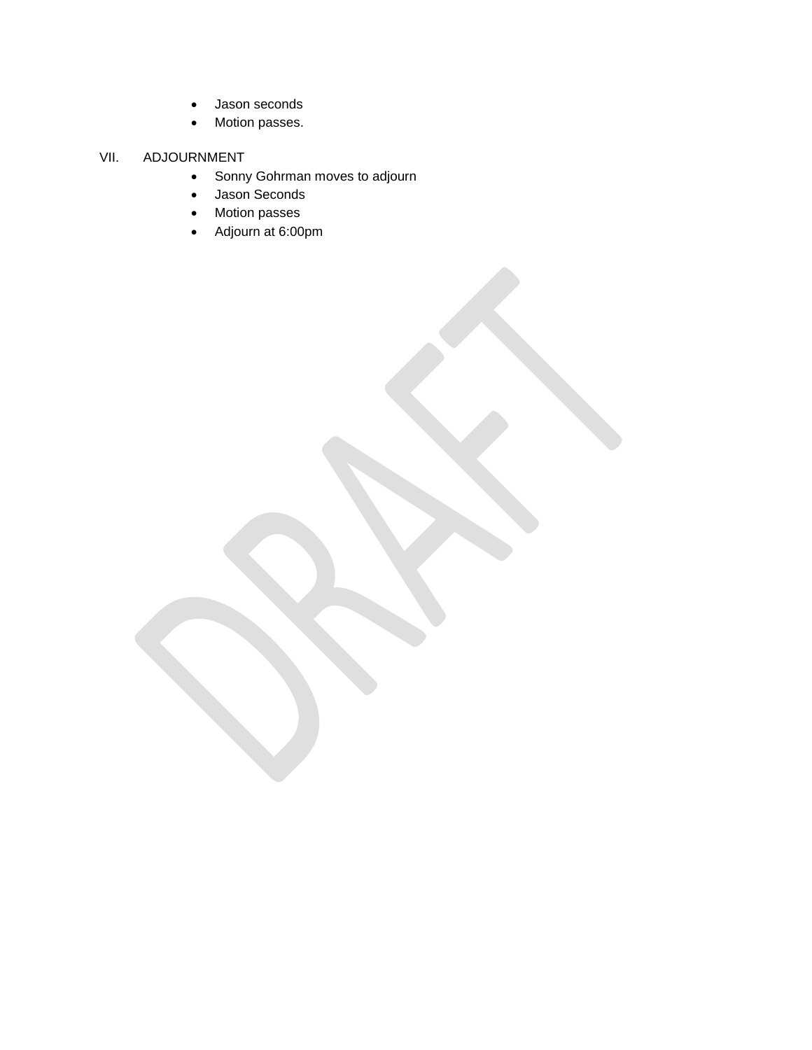- Jason seconds
- Motion passes.

VII. ADJOURNMENT

- Sonny Gohrman moves to adjourn
- Jason Seconds
- Motion passes
- Adjourn at 6:00pm